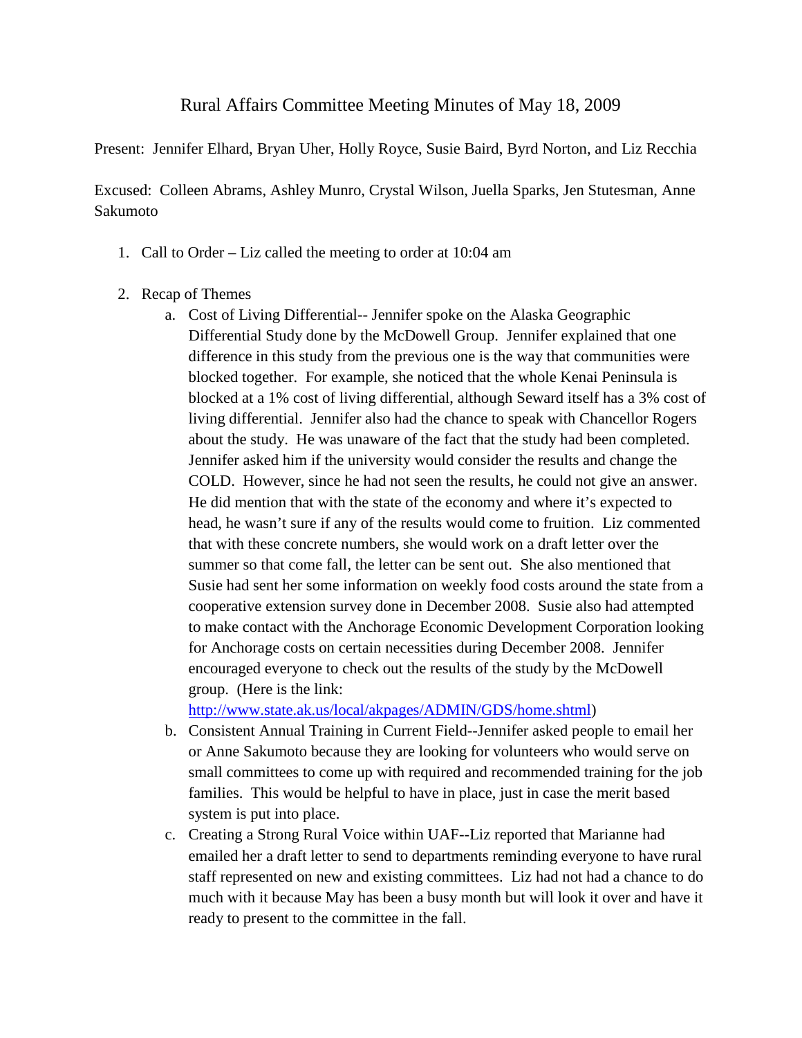# Rural Affairs Committee Meeting Minutes of May 18, 2009

Present: Jennifer Elhard, Bryan Uher, Holly Royce, Susie Baird, Byrd Norton, and Liz Recchia

Excused: Colleen Abrams, Ashley Munro, Crystal Wilson, Juella Sparks, Jen Stutesman, Anne Sakumoto

1. Call to Order – Liz called the meeting to order at 10:04 am

2. Recap of Themes
   a. Cost of Living Differential-- Jennifer spoke on the Alaska Geographic Differential Study done by the McDowell Group. Jennifer explained that one difference in this study from the previous one is the way that communities were blocked together. For example, she noticed that the whole Kenai Peninsula is blocked at a 1% cost of living differential, although Seward itself has a 3% cost of living differential. Jennifer also had the chance to speak with Chancellor Rogers about the study. He was unaware of the fact that the study had been completed. Jennifer asked him if the university would consider the results and change the COLD. However, since he had not seen the results, he could not give an answer. He did mention that with the state of the economy and where it's expected to head, he wasn't sure if any of the results would come to fruition. Liz commented that with these concrete numbers, she would work on a draft letter over the summer so that come fall, the letter can be sent out. She also mentioned that Susie had sent her some information on weekly food costs around the state from a cooperative extension survey done in December 2008. Susie also had attempted to make contact with the Anchorage Economic Development Corporation looking for Anchorage costs on certain necessities during December 2008. Jennifer encouraged everyone to check out the results of the study by the McDowell group. (Here is the link: [http://www.state.ak.us/local/akpages/ADMIN/GDS/home.shtml](http://www.state.ak.us/local/akpages/ADMIN/GDS/home.shtml))
   b. Consistent Annual Training in Current Field--Jennifer asked people to email her or Anne Sakumoto because they are looking for volunteers who would serve on small committees to come up with required and recommended training for the job families. This would be helpful to have in place, just in case the merit based system is put into place.
   c. Creating a Strong Rural Voice within UAF--Liz reported that Marianne had emailed her a draft letter to send to departments reminding everyone to have rural staff represented on new and existing committees. Liz had not had a chance to do much with it because May has been a busy month but will look it over and have it ready to present to the committee in the fall.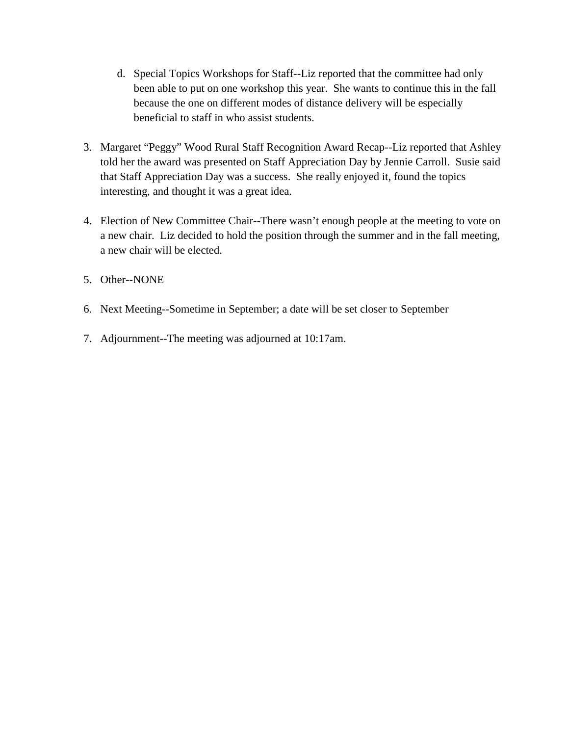d. Special Topics Workshops for Staff--Liz reported that the committee had only been able to put on one workshop this year. She wants to continue this in the fall because the one on different modes of distance delivery will be especially beneficial to staff in who assist students.

3. Margaret "Peggy" Wood Rural Staff Recognition Award Recap--Liz reported that Ashley told her the award was presented on Staff Appreciation Day by Jennie Carroll. Susie said that Staff Appreciation Day was a success. She really enjoyed it, found the topics interesting, and thought it was a great idea.

4. Election of New Committee Chair--There wasn't enough people at the meeting to vote on a new chair. Liz decided to hold the position through the summer and in the fall meeting, a new chair will be elected.

5. Other--NONE

6. Next Meeting--Sometime in September; a date will be set closer to September

7. Adjournment--The meeting was adjourned at 10:17am.